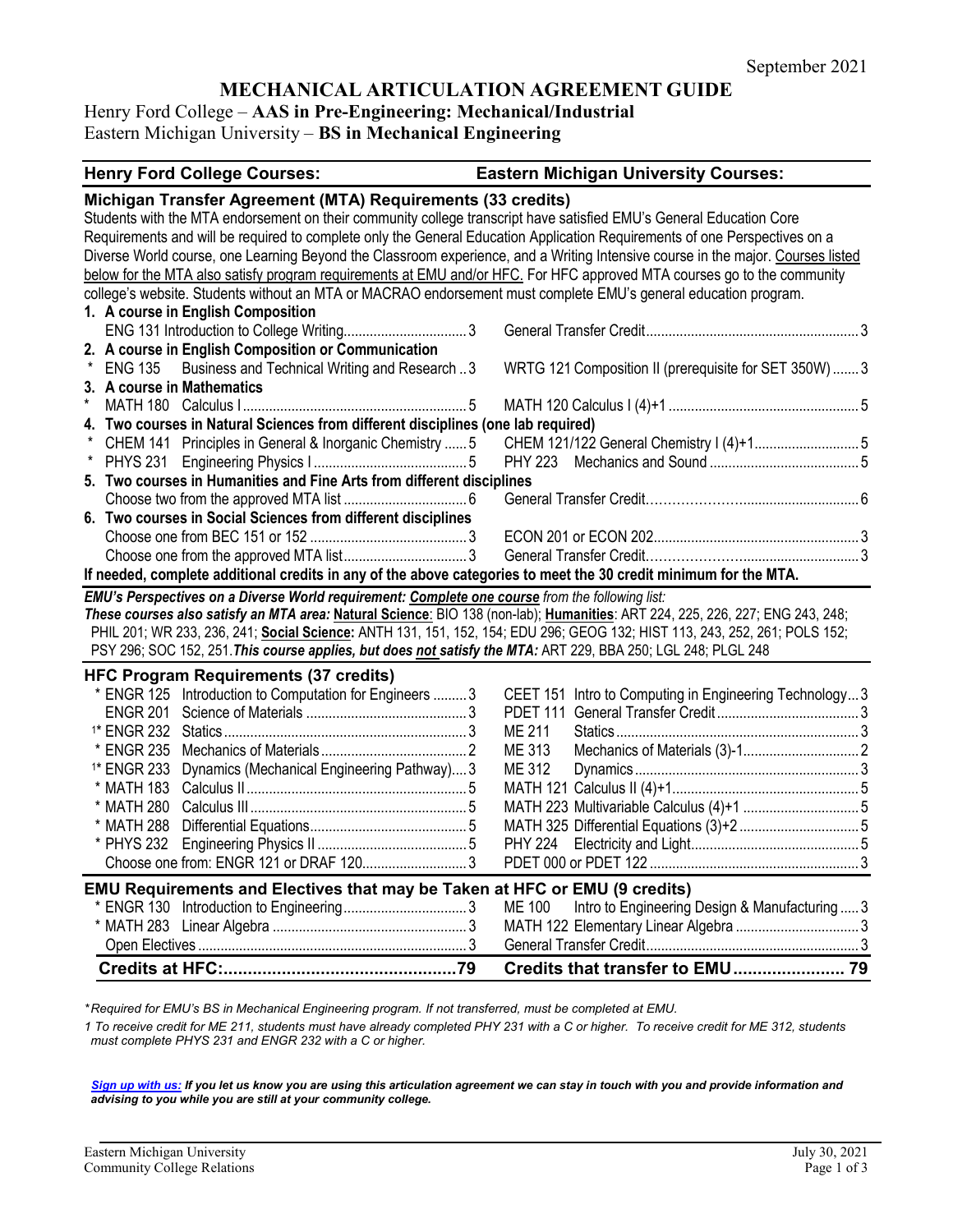September 2021

# MECHANICAL ARTICULATION AGREEMENT GUIDE

Henry Ford College – **AAS in Pre-Engineering: Mechanical/Industrial**
Eastern Michigan University – **BS in Mechanical Engineering**

| Henry Ford College Courses: | | Eastern Michigan University Courses: | |
|---|---|---|---|

## Michigan Transfer Agreement (MTA) Requirements (33 credits)

Students with the MTA endorsement on their community college transcript have satisfied EMU's General Education Core Requirements and will be required to complete only the General Education Application Requirements of one Perspectives on a Diverse World course, one Learning Beyond the Classroom experience, and a Writing Intensive course in the major. Courses listed below for the MTA also satisfy program requirements at EMU and/or HFC. For HFC approved MTA courses go to the community college's website. Students without an MTA or MACRAO endorsement must complete EMU's general education program.

| Henry Ford College Courses | Credits | Eastern Michigan University Courses | Credits |
|---|---|---|---|
| **1. A course in English Composition** | | | |
| ENG 131 Introduction to College Writing | 3 | General Transfer Credit | 3 |
| **2. A course in English Composition or Communication** | | | |
| * ENG 135 Business and Technical Writing and Research | 3 | WRTG 121 Composition II (prerequisite for SET 350W) | 3 |
| **3. A course in Mathematics** | | | |
| * MATH 180 Calculus I | 5 | MATH 120 Calculus I (4)+1 | 5 |
| **4. Two courses in Natural Sciences from different disciplines (one lab required)** | | | |
| * CHEM 141 Principles in General & Inorganic Chemistry | 5 | CHEM 121/122 General Chemistry I (4)+1 | 5 |
| * PHYS 231 Engineering Physics I | 5 | PHY 223 Mechanics and Sound | 5 |
| **5. Two courses in Humanities and Fine Arts from different disciplines** | | | |
| Choose two from the approved MTA list | 6 | General Transfer Credit | 6 |
| **6. Two courses in Social Sciences from different disciplines** | | | |
| Choose one from BEC 151 or 152 | 3 | ECON 201 or ECON 202 | 3 |
| Choose one from the approved MTA list | 3 | General Transfer Credit | 3 |

**If needed, complete additional credits in any of the above categories to meet the 30 credit minimum for the MTA.**

***EMU's Perspectives on a Diverse World requirement: Complete one course** from the following list:*
***These courses also satisfy an MTA area:*** **Natural Science**: BIO 138 (non-lab); **Humanities**: ART 224, 225, 226, 227; ENG 243, 248; PHIL 201; WR 233, 236, 241; **Social Science:** ANTH 131, 151, 152, 154; EDU 296; GEOG 132; HIST 113, 243, 252, 261; POLS 152; PSY 296; SOC 152, 251. ***This course applies, but does not satisfy the MTA:*** ART 229, BBA 250; LGL 248; PLGL 248

## HFC Program Requirements (37 credits)

| Henry Ford College Courses | Credits | Eastern Michigan University Courses | Credits |
|---|---|---|---|
| * ENGR 125 Introduction to Computation for Engineers | 3 | CEET 151 Intro to Computing in Engineering Technology | 3 |
| ENGR 201 Science of Materials | 3 | PDET 111 General Transfer Credit | 3 |
| 1* ENGR 232 Statics | 3 | ME 211 Statics | 3 |
| * ENGR 235 Mechanics of Materials | 2 | ME 313 Mechanics of Materials (3)-1 | 2 |
| 1* ENGR 233 Dynamics (Mechanical Engineering Pathway) | 3 | ME 312 Dynamics | 3 |
| * MATH 183 Calculus II | 5 | MATH 121 Calculus II (4)+1 | 5 |
| * MATH 280 Calculus III | 5 | MATH 223 Multivariable Calculus (4)+1 | 5 |
| * MATH 288 Differential Equations | 5 | MATH 325 Differential Equations (3)+2 | 5 |
| * PHYS 232 Engineering Physics II | 5 | PHY 224 Electricity and Light | 5 |
| Choose one from: ENGR 121 or DRAF 120 | 3 | PDET 000 or PDET 122 | 3 |

## EMU Requirements and Electives that may be Taken at HFC or EMU (9 credits)

| Henry Ford College Courses | Credits | Eastern Michigan University Courses | Credits |
|---|---|---|---|
| * ENGR 130 Introduction to Engineering | 3 | ME 100 Intro to Engineering Design & Manufacturing | 3 |
| * MATH 283 Linear Algebra | 3 | MATH 122 Elementary Linear Algebra | 3 |
| Open Electives | 3 | General Transfer Credit | 3 |
| **Credits at HFC:** | **79** | **Credits that transfer to EMU** | **79** |

*\*Required for EMU's BS in Mechanical Engineering program. If not transferred, must be completed at EMU.*

*1 To receive credit for ME 211, students must have already completed PHY 231 with a C or higher. To receive credit for ME 312, students must complete PHYS 231 and ENGR 232 with a C or higher.*

***Sign up with us:** If you let us know you are using this articulation agreement we can stay in touch with you and provide information and advising to you while you are still at your community college.*

Eastern Michigan University
Community College Relations
July 30, 2021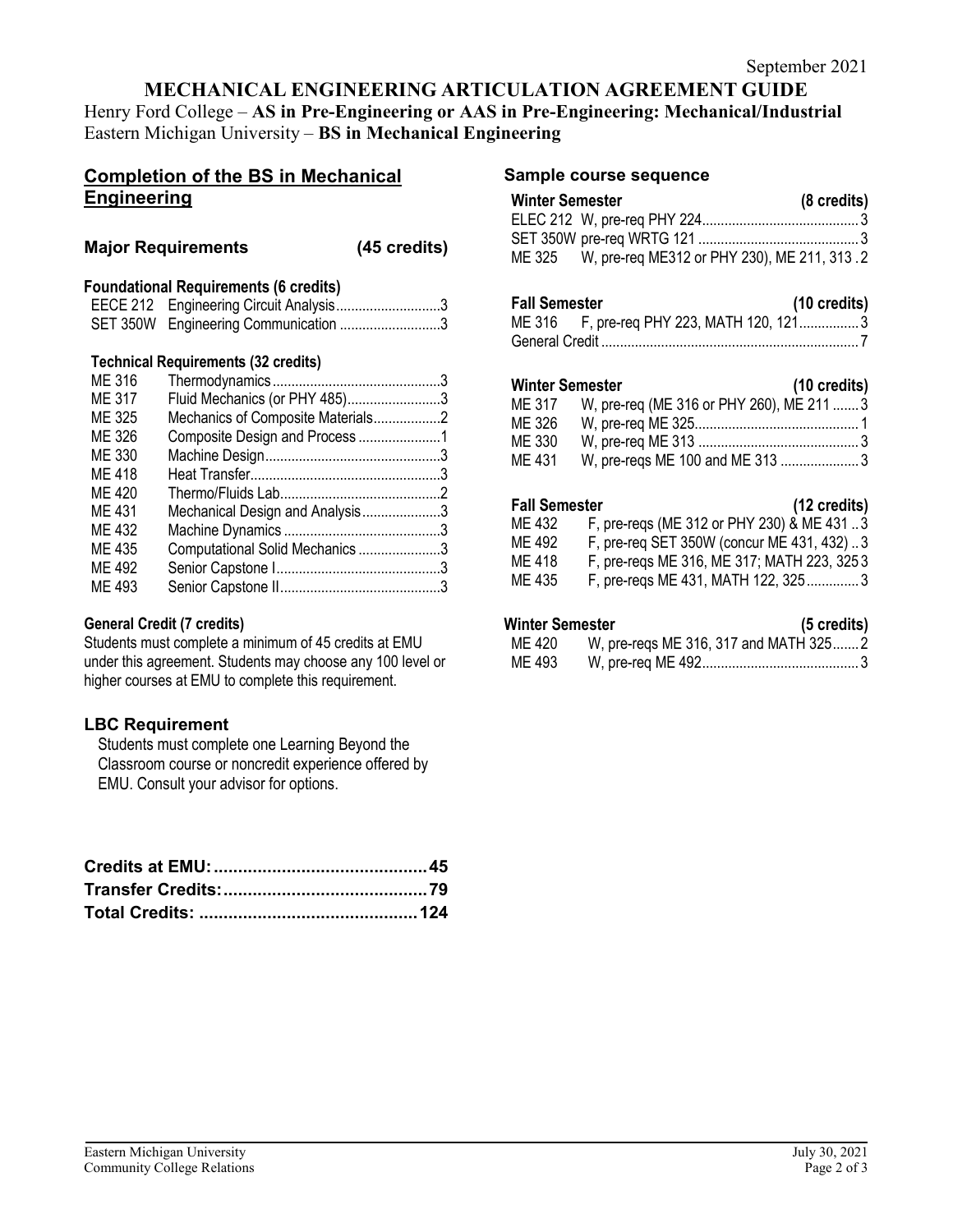September 2021

# MECHANICAL ENGINEERING ARTICULATION AGREEMENT GUIDE

Henry Ford College – **AS in Pre-Engineering or AAS in Pre-Engineering: Mechanical/Industrial**
Eastern Michigan University – **BS in Mechanical Engineering**

## Completion of the BS in Mechanical Engineering

### Major Requirements (45 credits)

#### Foundational Requirements (6 credits)

| Course | Title | Credits |
|---|---|---|
| EECE 212 | Engineering Circuit Analysis | 3 |
| SET 350W | Engineering Communication | 3 |

#### Technical Requirements (32 credits)

| Course | Title | Credits |
|---|---|---|
| ME 316 | Thermodynamics | 3 |
| ME 317 | Fluid Mechanics (or PHY 485) | 3 |
| ME 325 | Mechanics of Composite Materials | 2 |
| ME 326 | Composite Design and Process | 1 |
| ME 330 | Machine Design | 3 |
| ME 418 | Heat Transfer | 3 |
| ME 420 | Thermo/Fluids Lab | 2 |
| ME 431 | Mechanical Design and Analysis | 3 |
| ME 432 | Machine Dynamics | 3 |
| ME 435 | Computational Solid Mechanics | 3 |
| ME 492 | Senior Capstone I | 3 |
| ME 493 | Senior Capstone II | 3 |

#### General Credit (7 credits)

Students must complete a minimum of 45 credits at EMU under this agreement. Students may choose any 100 level or higher courses at EMU to complete this requirement.

### LBC Requirement

Students must complete one Learning Beyond the Classroom course or noncredit experience offered by EMU. Consult your advisor for options.

| | |
|---|---|
| **Credits at EMU:** | **45** |
| **Transfer Credits:** | **79** |
| **Total Credits:** | **124** |

## Sample course sequence

**Winter Semester (8 credits)**

| Course | Notes | Credits |
|---|---|---|
| ELEC 212 | W, pre-req PHY 224 | 3 |
| SET 350W | pre-req WRTG 121 | 3 |
| ME 325 | W, pre-req ME312 or PHY 230), ME 211, 313 | 2 |

**Fall Semester (10 credits)**

| Course | Notes | Credits |
|---|---|---|
| ME 316 | F, pre-req PHY 223, MATH 120, 121 | 3 |
| General Credit | | 7 |

**Winter Semester (10 credits)**

| Course | Notes | Credits |
|---|---|---|
| ME 317 | W, pre-req (ME 316 or PHY 260), ME 211 | 3 |
| ME 326 | W, pre-req ME 325 | 1 |
| ME 330 | W, pre-req ME 313 | 3 |
| ME 431 | W, pre-reqs ME 100 and ME 313 | 3 |

**Fall Semester (12 credits)**

| Course | Notes | Credits |
|---|---|---|
| ME 432 | F, pre-reqs (ME 312 or PHY 230) & ME 431 | 3 |
| ME 492 | F, pre-req SET 350W (concur ME 431, 432) | 3 |
| ME 418 | F, pre-reqs ME 316, ME 317; MATH 223, 325 | 3 |
| ME 435 | F, pre-reqs ME 431, MATH 122, 325 | 3 |

**Winter Semester (5 credits)**

| Course | Notes | Credits |
|---|---|---|
| ME 420 | W, pre-reqs ME 316, 317 and MATH 325 | 2 |
| ME 493 | W, pre-req ME 492 | 3 |

Eastern Michigan University
Community College Relations

July 30, 2021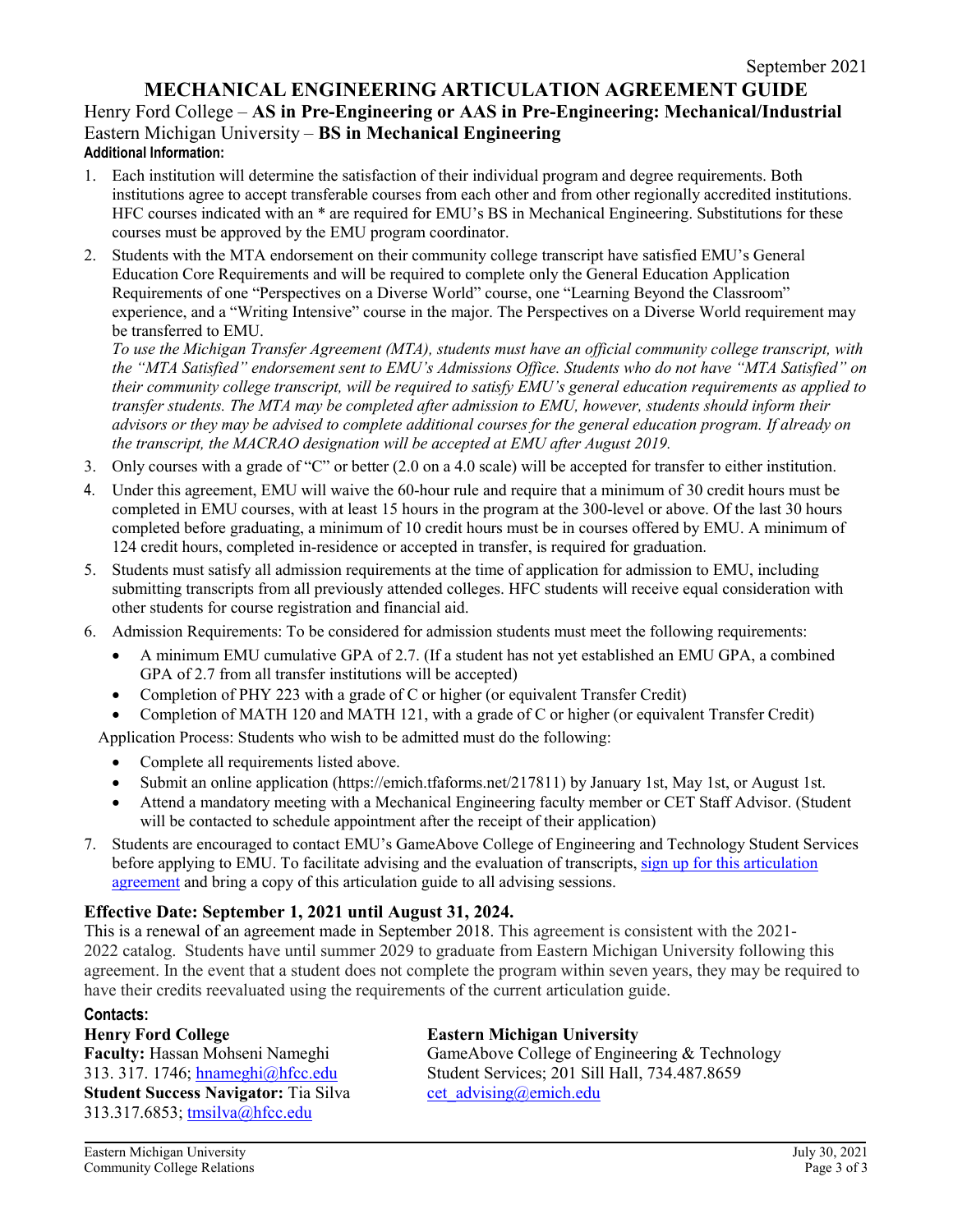September 2021

# MECHANICAL ENGINEERING ARTICULATION AGREEMENT GUIDE

## Henry Ford College – **AS in Pre-Engineering or AAS in Pre-Engineering: Mechanical/Industrial**
## Eastern Michigan University – **BS in Mechanical Engineering**

### Additional Information:

1. Each institution will determine the satisfaction of their individual program and degree requirements. Both institutions agree to accept transferable courses from each other and from other regionally accredited institutions. HFC courses indicated with an * are required for EMU's BS in Mechanical Engineering. Substitutions for these courses must be approved by the EMU program coordinator.
2. Students with the MTA endorsement on their community college transcript have satisfied EMU's General Education Core Requirements and will be required to complete only the General Education Application Requirements of one "Perspectives on a Diverse World" course, one "Learning Beyond the Classroom" experience, and a "Writing Intensive" course in the major. The Perspectives on a Diverse World requirement may be transferred to EMU.
   *To use the Michigan Transfer Agreement (MTA), students must have an official community college transcript, with the "MTA Satisfied" endorsement sent to EMU's Admissions Office. Students who do not have "MTA Satisfied" on their community college transcript, will be required to satisfy EMU's general education requirements as applied to transfer students. The MTA may be completed after admission to EMU, however, students should inform their advisors or they may be advised to complete additional courses for the general education program. If already on the transcript, the MACRAO designation will be accepted at EMU after August 2019.*
3. Only courses with a grade of "C" or better (2.0 on a 4.0 scale) will be accepted for transfer to either institution.
4. Under this agreement, EMU will waive the 60-hour rule and require that a minimum of 30 credit hours must be completed in EMU courses, with at least 15 hours in the program at the 300-level or above. Of the last 30 hours completed before graduating, a minimum of 10 credit hours must be in courses offered by EMU. A minimum of 124 credit hours, completed in-residence or accepted in transfer, is required for graduation.
5. Students must satisfy all admission requirements at the time of application for admission to EMU, including submitting transcripts from all previously attended colleges. HFC students will receive equal consideration with other students for course registration and financial aid.
6. Admission Requirements: To be considered for admission students must meet the following requirements:
   - A minimum EMU cumulative GPA of 2.7. (If a student has not yet established an EMU GPA, a combined GPA of 2.7 from all transfer institutions will be accepted)
   - Completion of PHY 223 with a grade of C or higher (or equivalent Transfer Credit)
   - Completion of MATH 120 and MATH 121, with a grade of C or higher (or equivalent Transfer Credit)

   Application Process: Students who wish to be admitted must do the following:
   - Complete all requirements listed above.
   - Submit an online application (https://emich.tfaforms.net/217811) by January 1st, May 1st, or August 1st.
   - Attend a mandatory meeting with a Mechanical Engineering faculty member or CET Staff Advisor. (Student will be contacted to schedule appointment after the receipt of their application)
7. Students are encouraged to contact EMU's GameAbove College of Engineering and Technology Student Services before applying to EMU. To facilitate advising and the evaluation of transcripts, sign up for this articulation agreement and bring a copy of this articulation guide to all advising sessions.

### Effective Date: September 1, 2021 until August 31, 2024.

This is a renewal of an agreement made in September 2018. This agreement is consistent with the 2021-2022 catalog. Students have until summer 2029 to graduate from Eastern Michigan University following this agreement. In the event that a student does not complete the program within seven years, they may be required to have their credits reevaluated using the requirements of the current articulation guide.

### Contacts:

**Henry Ford College**
**Faculty:** Hassan Mohseni Nameghi
313. 317. 1746; hnameghi@hfcc.edu
**Student Success Navigator:** Tia Silva
313.317.6853; tmsilva@hfcc.edu

**Eastern Michigan University**
GameAbove College of Engineering & Technology
Student Services; 201 Sill Hall, 734.487.8659
cet_advising@emich.edu